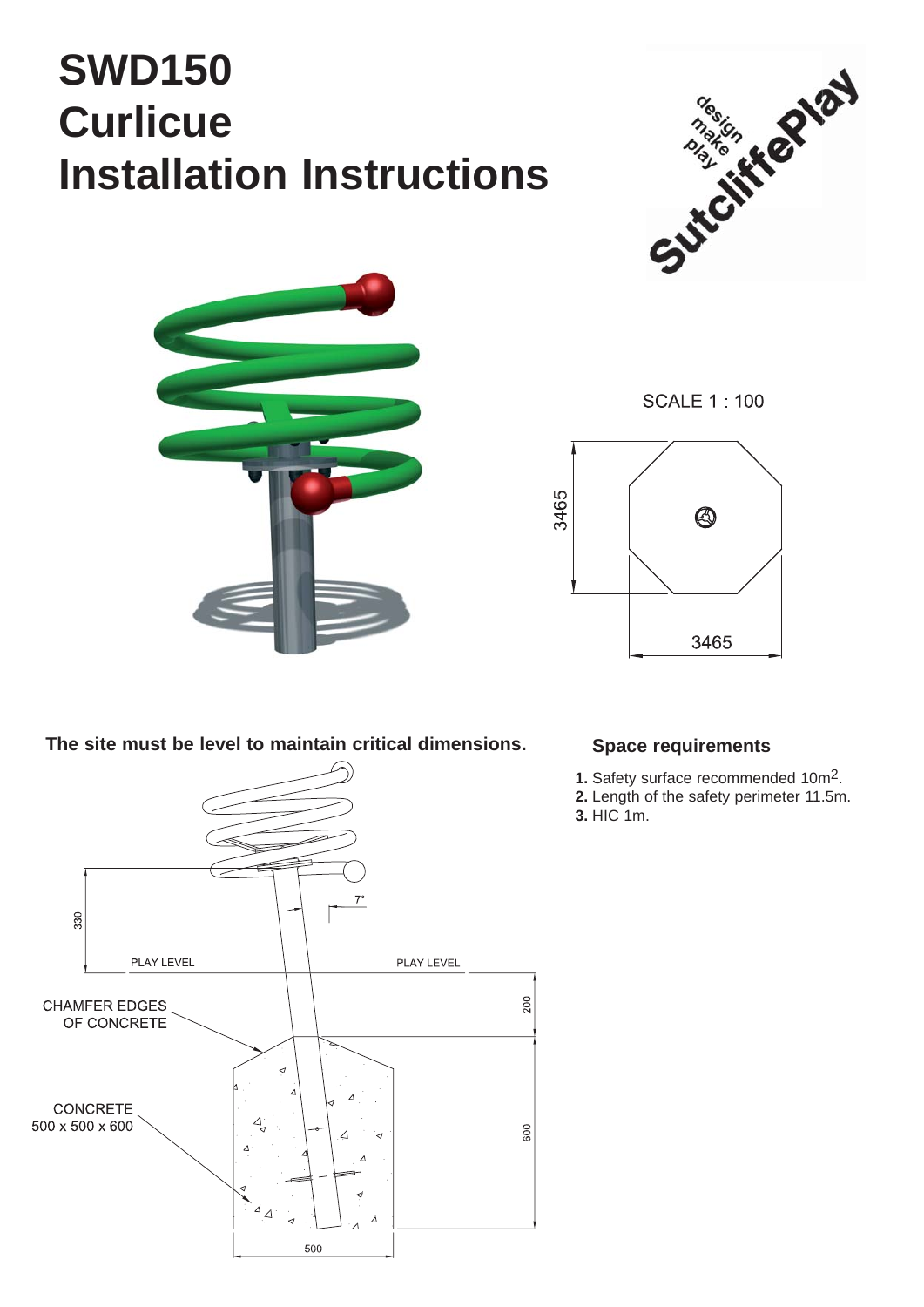# SWD150
# Curlicue
# Installation Instructions

design
make
play
SutcliffePlay

SCALE 1 : 100

3465

3465

**The site must be level to maintain critical dimensions.**

330

7°

PLAY LEVEL

PLAY LEVEL

CHAMFER EDGES OF CONCRETE

200

CONCRETE
500 x 500 x 600

600

500

### Space requirements

1. Safety surface recommended $10m^2$.
2. Length of the safety perimeter 11.5m.
3. HIC 1m.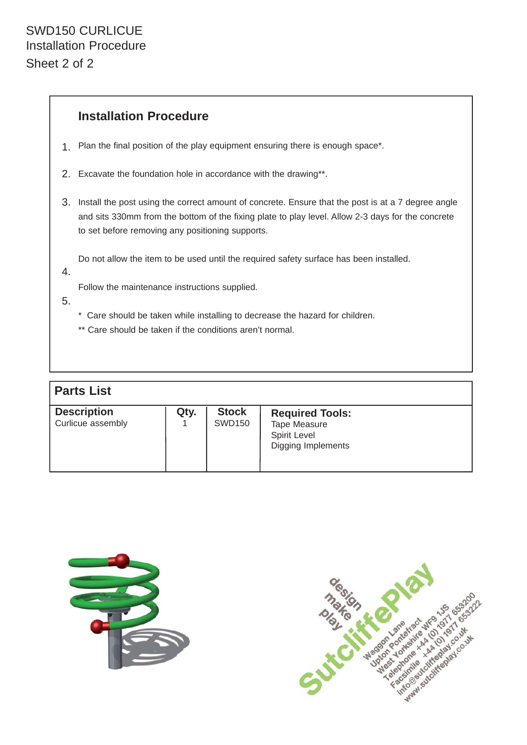SWD150 CURLICUE
Installation Procedure
Sheet 2 of 2

## Installation Procedure

1. Plan the final position of the play equipment ensuring there is enough space*.
2. Excavate the foundation hole in accordance with the drawing**.
3. Install the post using the correct amount of concrete. Ensure that the post is at a 7 degree angle and sits 330mm from the bottom of the fixing plate to play level. Allow 2-3 days for the concrete to set before removing any positioning supports.
4. Do not allow the item to be used until the required safety surface has been installed.
5. Follow the maintenance instructions supplied.

* Care should be taken while installing to decrease the hazard for children.

** Care should be taken if the conditions aren't normal.

## Parts List

| Description | Qty. | Stock | Required Tools: |
|---|---|---|---|
| Curlicue assembly | 1 | SWD150 | Tape Measure<br>Spirit Level<br>Digging Implements |

design
make
play

SutcliffePlay

Waggon Lane
Upton Pontefract
West Yorkshire WF9 1JS
Telephone +44 (0) 1977 653200
Facsimile +44 (0) 1977 653222
info@sutcliffeplay.co.uk
www.sutcliffeplay.co.uk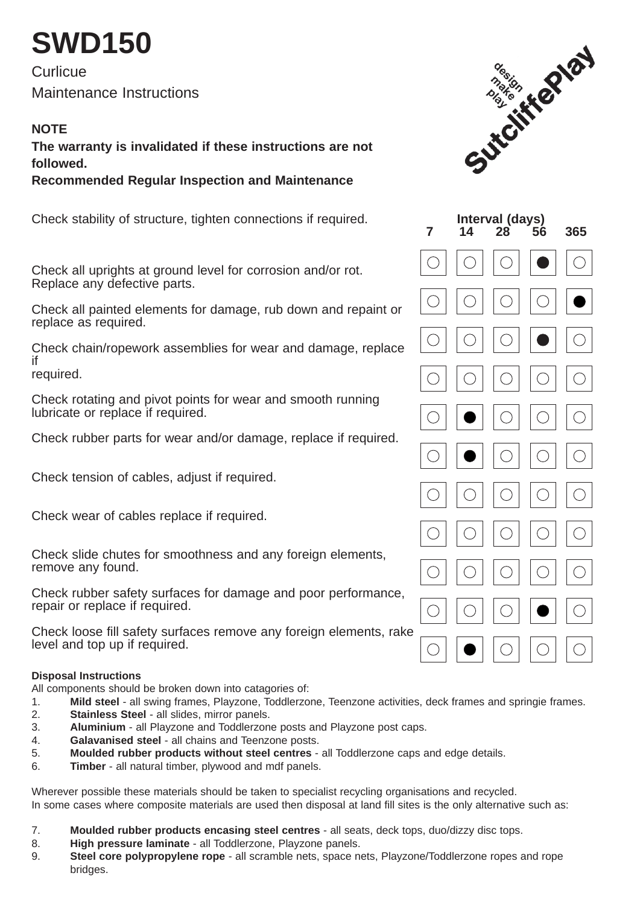# SWD150

Curlicue

Maintenance Instructions

**NOTE**

**The warranty is invalidated if these instructions are not followed.**

**Recommended Regular Inspection and Maintenance**

| | Interval (days) 7 | 14 | 28 | 56 | 365 |
|---|---|---|---|---|---|
| Check stability of structure, tighten connections if required. | ○ | ○ | ○ | ● | ○ |
| Check all uprights at ground level for corrosion and/or rot. Replace any defective parts. | ○ | ○ | ○ | ○ | ● |
| Check all painted elements for damage, rub down and repaint or replace as required. | ○ | ○ | ○ | ● | ○ |
| Check chain/ropework assemblies for wear and damage, replace if required. | ○ | ○ | ○ | ○ | ○ |
| Check rotating and pivot points for wear and smooth running lubricate or replace if required. | ○ | ● | ○ | ○ | ○ |
| Check rubber parts for wear and/or damage, replace if required. | ○ | ● | ○ | ○ | ○ |
| Check tension of cables, adjust if required. | ○ | ○ | ○ | ○ | ○ |
| Check wear of cables replace if required. | ○ | ○ | ○ | ○ | ○ |
| Check slide chutes for smoothness and any foreign elements, remove any found. | ○ | ○ | ○ | ○ | ○ |
| Check rubber safety surfaces for damage and poor performance, repair or replace if required. | ○ | ○ | ○ | ● | ○ |
| Check loose fill safety surfaces remove any foreign elements, rake level and top up if required. | ○ | ● | ○ | ○ | ○ |

**Disposal Instructions**

All components should be broken down into catagories of:

1. **Mild steel** - all swing frames, Playzone, Toddlerzone, Teenzone activities, deck frames and springie frames.
2. **Stainless Steel** - all slides, mirror panels.
3. **Aluminium** - all Playzone and Toddlerzone posts and Playzone post caps.
4. **Galavanised steel** - all chains and Teenzone posts.
5. **Moulded rubber products without steel centres** - all Toddlerzone caps and edge details.
6. **Timber** - all natural timber, plywood and mdf panels.

Wherever possible these materials should be taken to specialist recycling organisations and recycled.
In some cases where composite materials are used then disposal at land fill sites is the only alternative such as:

7. **Moulded rubber products encasing steel centres** - all seats, deck tops, duo/dizzy disc tops.
8. **High pressure laminate** - all Toddlerzone, Playzone panels.
9. **Steel core polypropylene rope** - all scramble nets, space nets, Playzone/Toddlerzone ropes and rope bridges.